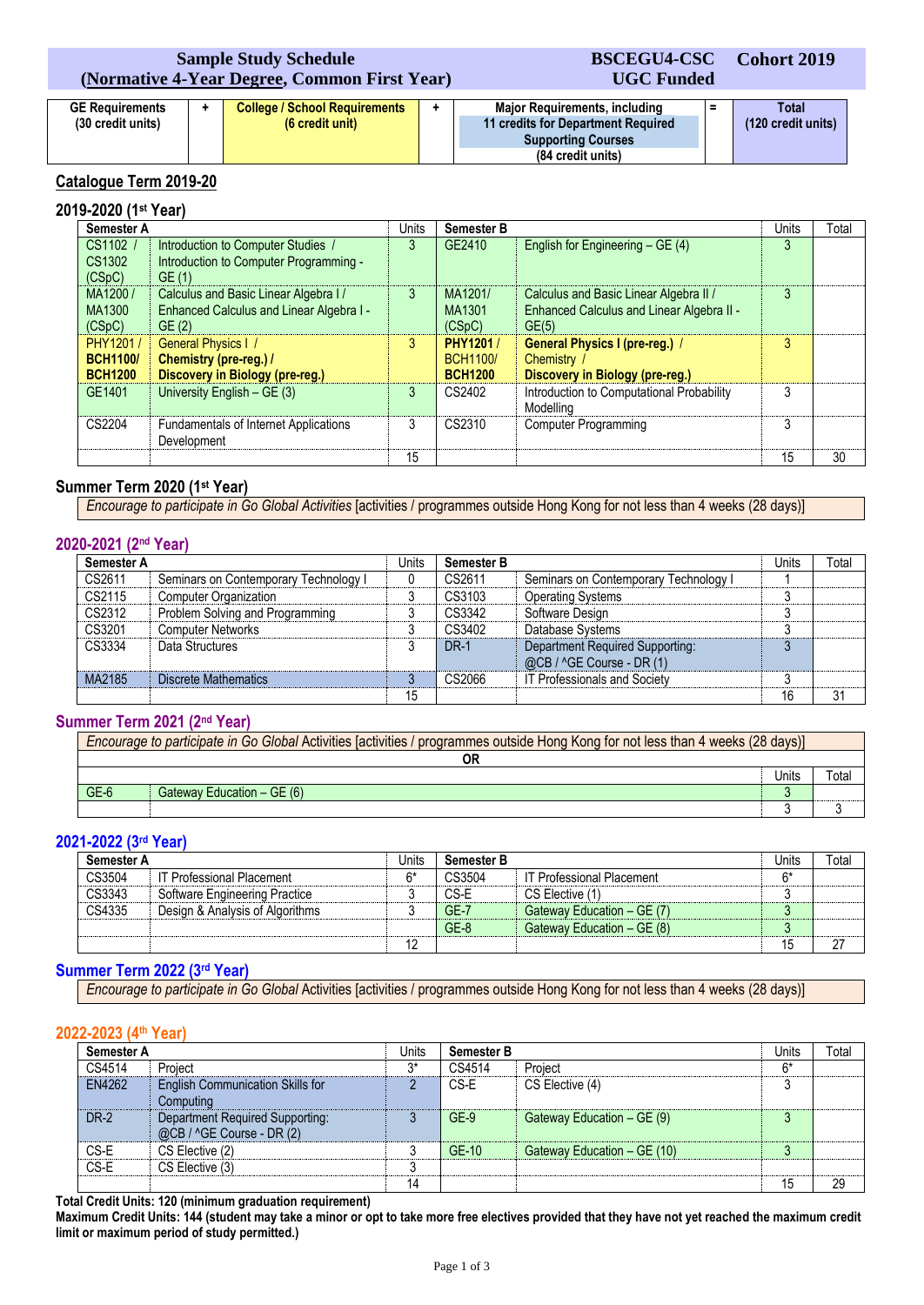# Sample Study Schedule (Normative 4-Year Degree, Common First Year)

**BSCEGU4-CSC** **UGC Funded** **Cohort 2019**

| GE Requirements (30 credit units) | + | College / School Requirements (6 credit unit) | + | Major Requirements, including 11 credits for Department Required Supporting Courses (84 credit units) | = | Total (120 credit units) |
|---|---|---|---|---|---|---|

## Catalogue Term 2019-20

### 2019-2020 (1st Year)

| Semester A | | Units | Semester B | | Units | Total |
|---|---|---|---|---|---|---|
| CS1102 / CS1302 (CSpC) | Introduction to Computer Studies / Introduction to Computer Programming - GE (1) | 3 | GE2410 | English for Engineering – GE (4) | 3 | |
| MA1200 / MA1300 (CSpC) | Calculus and Basic Linear Algebra I / Enhanced Calculus and Linear Algebra I - GE (2) | 3 | MA1201/ MA1301 (CSpC) | Calculus and Basic Linear Algebra II / Enhanced Calculus and Linear Algebra II - GE(5) | 3 | |
| PHY1201 / **BCH1100/** **BCH1200** | General Physics I / **Chemistry (pre-reg.) /** **Discovery in Biology (pre-reg.)** | 3 | **PHY1201** / BCH1100/ **BCH1200** | **General Physics I (pre-reg.)** / Chemistry / **Discovery in Biology (pre-reg.)** | 3 | |
| GE1401 | University English – GE (3) | 3 | CS2402 | Introduction to Computational Probability Modelling | 3 | |
| CS2204 | Fundamentals of Internet Applications Development | 3 | CS2310 | Computer Programming | 3 | |
| | | 15 | | | 15 | 30 |

### Summer Term 2020 (1st Year)

*Encourage to participate in Go Global Activities* [activities / programmes outside Hong Kong for not less than 4 weeks (28 days)]

### 2020-2021 (2nd Year)

| Semester A | | Units | Semester B | | Units | Total |
|---|---|---|---|---|---|---|
| CS2611 | Seminars on Contemporary Technology I | 0 | CS2611 | Seminars on Contemporary Technology I | 1 | |
| CS2115 | Computer Organization | 3 | CS3103 | Operating Systems | 3 | |
| CS2312 | Problem Solving and Programming | 3 | CS3342 | Software Design | 3 | |
| CS3201 | Computer Networks | 3 | CS3402 | Database Systems | 3 | |
| CS3334 | Data Structures | 3 | DR-1 | Department Required Supporting: @CB / ^GE Course - DR (1) | 3 | |
| MA2185 | Discrete Mathematics | 3 | CS2066 | IT Professionals and Society | 3 | |
| | | 15 | | | 16 | 31 |

### Summer Term 2021 (2nd Year)

*Encourage to participate in Go Global* Activities [activities / programmes outside Hong Kong for not less than 4 weeks (28 days)]

**OR**

| | | Units | Total |
|---|---|---|---|
| GE-6 | Gateway Education – GE (6) | 3 | |
| | | 3 | 3 |

### 2021-2022 (3rd Year)

| Semester A | | Units | Semester B | | Units | Total |
|---|---|---|---|---|---|---|
| CS3504 | IT Professional Placement | 6* | CS3504 | IT Professional Placement | 6* | |
| CS3343 | Software Engineering Practice | 3 | CS-E | CS Elective (1) | 3 | |
| CS4335 | Design & Analysis of Algorithms | 3 | GE-7 | Gateway Education – GE (7) | 3 | |
| | | | GE-8 | Gateway Education – GE (8) | 3 | |
| | | 12 | | | 15 | 27 |

### Summer Term 2022 (3rd Year)

*Encourage to participate in Go Global* Activities [activities / programmes outside Hong Kong for not less than 4 weeks (28 days)]

### 2022-2023 (4th Year)

| Semester A | | Units | Semester B | | Units | Total |
|---|---|---|---|---|---|---|
| CS4514 | Project | 3* | CS4514 | Project | 6* | |
| EN4262 | English Communication Skills for Computing | 2 | CS-E | CS Elective (4) | 3 | |
| DR-2 | Department Required Supporting: @CB / ^GE Course - DR (2) | 3 | GE-9 | Gateway Education – GE (9) | 3 | |
| CS-E | CS Elective (2) | 3 | GE-10 | Gateway Education – GE (10) | 3 | |
| CS-E | CS Elective (3) | 3 | | | | |
| | | 14 | | | 15 | 29 |

**Total Credit Units: 120 (minimum graduation requirement)**

**Maximum Credit Units: 144 (student may take a minor or opt to take more free electives provided that they have not yet reached the maximum credit limit or maximum period of study permitted.)**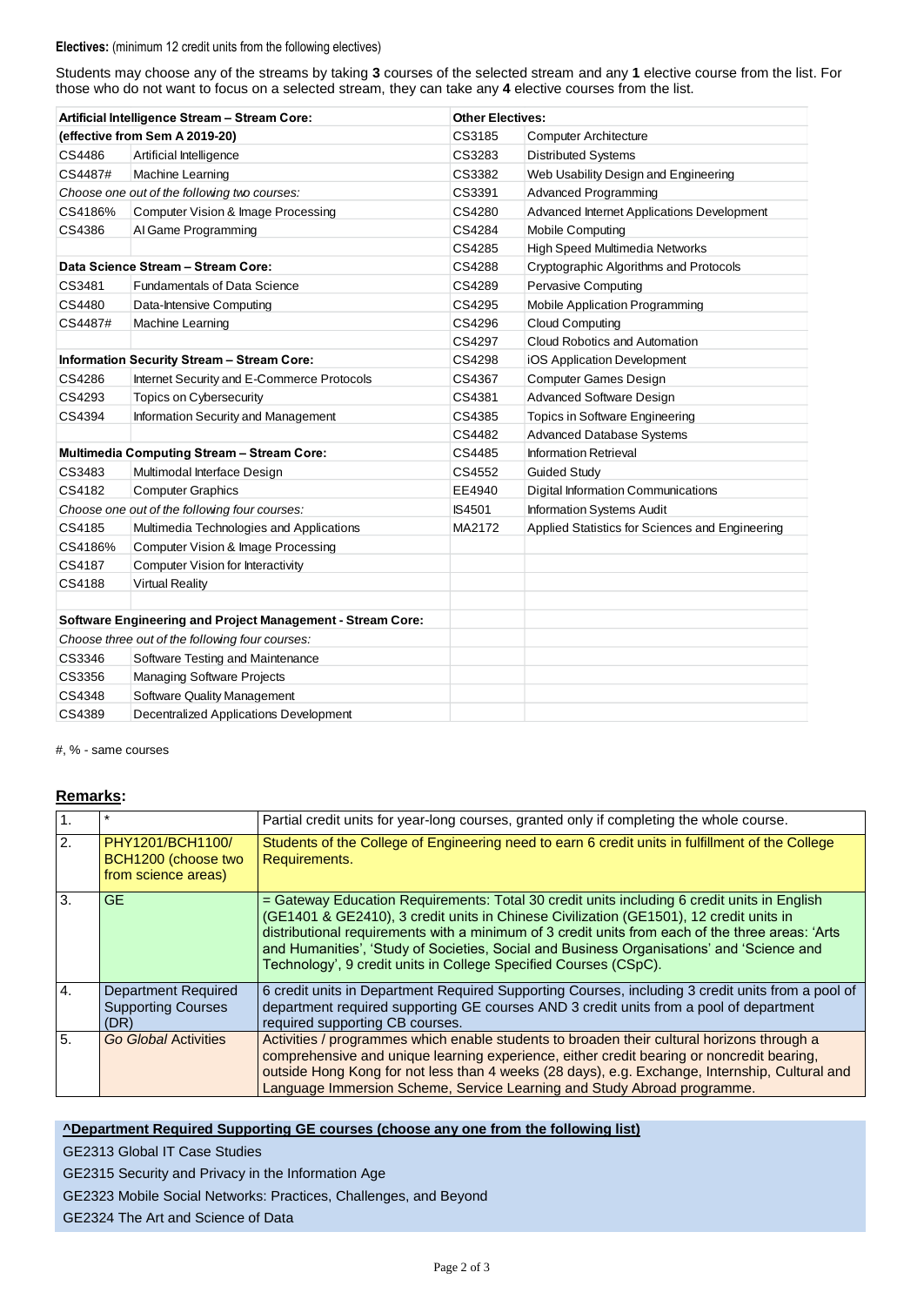**Electives:** (minimum 12 credit units from the following electives)

Students may choose any of the streams by taking **3** courses of the selected stream and any **1** elective course from the list. For those who do not want to focus on a selected stream, they can take any **4** elective courses from the list.

| **Artificial Intelligence Stream – Stream Core:** | | **Other Electives:** | |
|---|---|---|---|
| **(effective from Sem A 2019-20)** | | CS3185 | Computer Architecture |
| CS4486 | Artificial Intelligence | CS3283 | Distributed Systems |
| CS4487# | Machine Learning | CS3382 | Web Usability Design and Engineering |
| *Choose one out of the following two courses:* | | CS3391 | Advanced Programming |
| CS4186% | Computer Vision & Image Processing | CS4280 | Advanced Internet Applications Development |
| CS4386 | AI Game Programming | CS4284 | Mobile Computing |
| | | CS4285 | High Speed Multimedia Networks |
| **Data Science Stream – Stream Core:** | | CS4288 | Cryptographic Algorithms and Protocols |
| CS3481 | Fundamentals of Data Science | CS4289 | Pervasive Computing |
| CS4480 | Data-Intensive Computing | CS4295 | Mobile Application Programming |
| CS4487# | Machine Learning | CS4296 | Cloud Computing |
| | | CS4297 | Cloud Robotics and Automation |
| **Information Security Stream – Stream Core:** | | CS4298 | iOS Application Development |
| CS4286 | Internet Security and E-Commerce Protocols | CS4367 | Computer Games Design |
| CS4293 | Topics on Cybersecurity | CS4381 | Advanced Software Design |
| CS4394 | Information Security and Management | CS4385 | Topics in Software Engineering |
| | | CS4482 | Advanced Database Systems |
| **Multimedia Computing Stream – Stream Core:** | | CS4485 | Information Retrieval |
| CS3483 | Multimodal Interface Design | CS4552 | Guided Study |
| CS4182 | Computer Graphics | EE4940 | Digital Information Communications |
| *Choose one out of the following four courses:* | | IS4501 | Information Systems Audit |
| CS4185 | Multimedia Technologies and Applications | MA2172 | Applied Statistics for Sciences and Engineering |
| CS4186% | Computer Vision & Image Processing | | |
| CS4187 | Computer Vision for Interactivity | | |
| CS4188 | Virtual Reality | | |
| | | | |
| **Software Engineering and Project Management - Stream Core:** | | | |
| *Choose three out of the following four courses:* | | | |
| CS3346 | Software Testing and Maintenance | | |
| CS3356 | Managing Software Projects | | |
| CS4348 | Software Quality Management | | |
| CS4389 | Decentralized Applications Development | | |

#, % - same courses

## **Remarks:**

| | | |
|---|---|---|
| 1. | * | Partial credit units for year-long courses, granted only if completing the whole course. |
| 2. | PHY1201/BCH1100/ BCH1200 (choose two from science areas) | Students of the College of Engineering need to earn 6 credit units in fulfillment of the College Requirements. |
| 3. | GE | = Gateway Education Requirements: Total 30 credit units including 6 credit units in English (GE1401 & GE2410), 3 credit units in Chinese Civilization (GE1501), 12 credit units in distributional requirements with a minimum of 3 credit units from each of the three areas: 'Arts and Humanities', 'Study of Societies, Social and Business Organisations' and 'Science and Technology', 9 credit units in College Specified Courses (CSpC). |
| 4. | Department Required Supporting Courses (DR) | 6 credit units in Department Required Supporting Courses, including 3 credit units from a pool of department required supporting GE courses AND 3 credit units from a pool of department required supporting CB courses. |
| 5. | *Go Global* Activities | Activities / programmes which enable students to broaden their cultural horizons through a comprehensive and unique learning experience, either credit bearing or noncredit bearing, outside Hong Kong for not less than 4 weeks (28 days), e.g. Exchange, Internship, Cultural and Language Immersion Scheme, Service Learning and Study Abroad programme. |

**^Department Required Supporting GE courses (choose any one from the following list)**

GE2313 Global IT Case Studies

GE2315 Security and Privacy in the Information Age

GE2323 Mobile Social Networks: Practices, Challenges, and Beyond

GE2324 The Art and Science of Data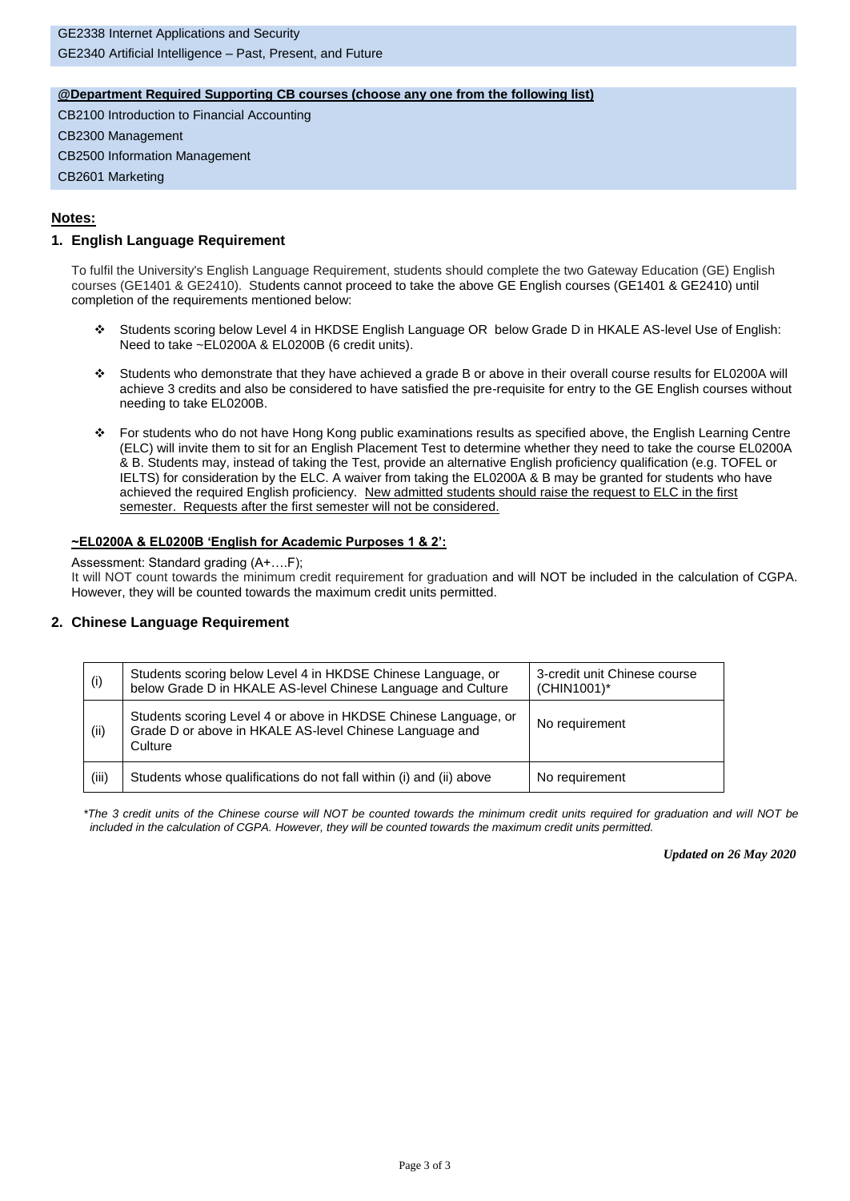GE2338 Internet Applications and Security
GE2340 Artificial Intelligence – Past, Present, and Future

**@Department Required Supporting CB courses (choose any one from the following list)**

CB2100 Introduction to Financial Accounting
CB2300 Management
CB2500 Information Management
CB2601 Marketing

**Notes:**

### 1. English Language Requirement

To fulfil the University's English Language Requirement, students should complete the two Gateway Education (GE) English courses (GE1401 & GE2410). Students cannot proceed to take the above GE English courses (GE1401 & GE2410) until completion of the requirements mentioned below:

- Students scoring below Level 4 in HKDSE English Language OR below Grade D in HKALE AS-level Use of English: Need to take ~EL0200A & EL0200B (6 credit units).
- Students who demonstrate that they have achieved a grade B or above in their overall course results for EL0200A will achieve 3 credits and also be considered to have satisfied the pre-requisite for entry to the GE English courses without needing to take EL0200B.
- For students who do not have Hong Kong public examinations results as specified above, the English Learning Centre (ELC) will invite them to sit for an English Placement Test to determine whether they need to take the course EL0200A & B. Students may, instead of taking the Test, provide an alternative English proficiency qualification (e.g. TOFEL or IELTS) for consideration by the ELC. A waiver from taking the EL0200A & B may be granted for students who have achieved the required English proficiency. New admitted students should raise the request to ELC in the first semester. Requests after the first semester will not be considered.

**~EL0200A & EL0200B 'English for Academic Purposes 1 & 2':**

Assessment: Standard grading (A+….F);
It will NOT count towards the minimum credit requirement for graduation and will NOT be included in the calculation of CGPA. However, they will be counted towards the maximum credit units permitted.

### 2. Chinese Language Requirement

| | | |
|---|---|---|
| (i) | Students scoring below Level 4 in HKDSE Chinese Language, or below Grade D in HKALE AS-level Chinese Language and Culture | 3-credit unit Chinese course (CHIN1001)* |
| (ii) | Students scoring Level 4 or above in HKDSE Chinese Language, or Grade D or above in HKALE AS-level Chinese Language and Culture | No requirement |
| (iii) | Students whose qualifications do not fall within (i) and (ii) above | No requirement |

*\*The 3 credit units of the Chinese course will NOT be counted towards the minimum credit units required for graduation and will NOT be included in the calculation of CGPA. However, they will be counted towards the maximum credit units permitted.*

***Updated on 26 May 2020***